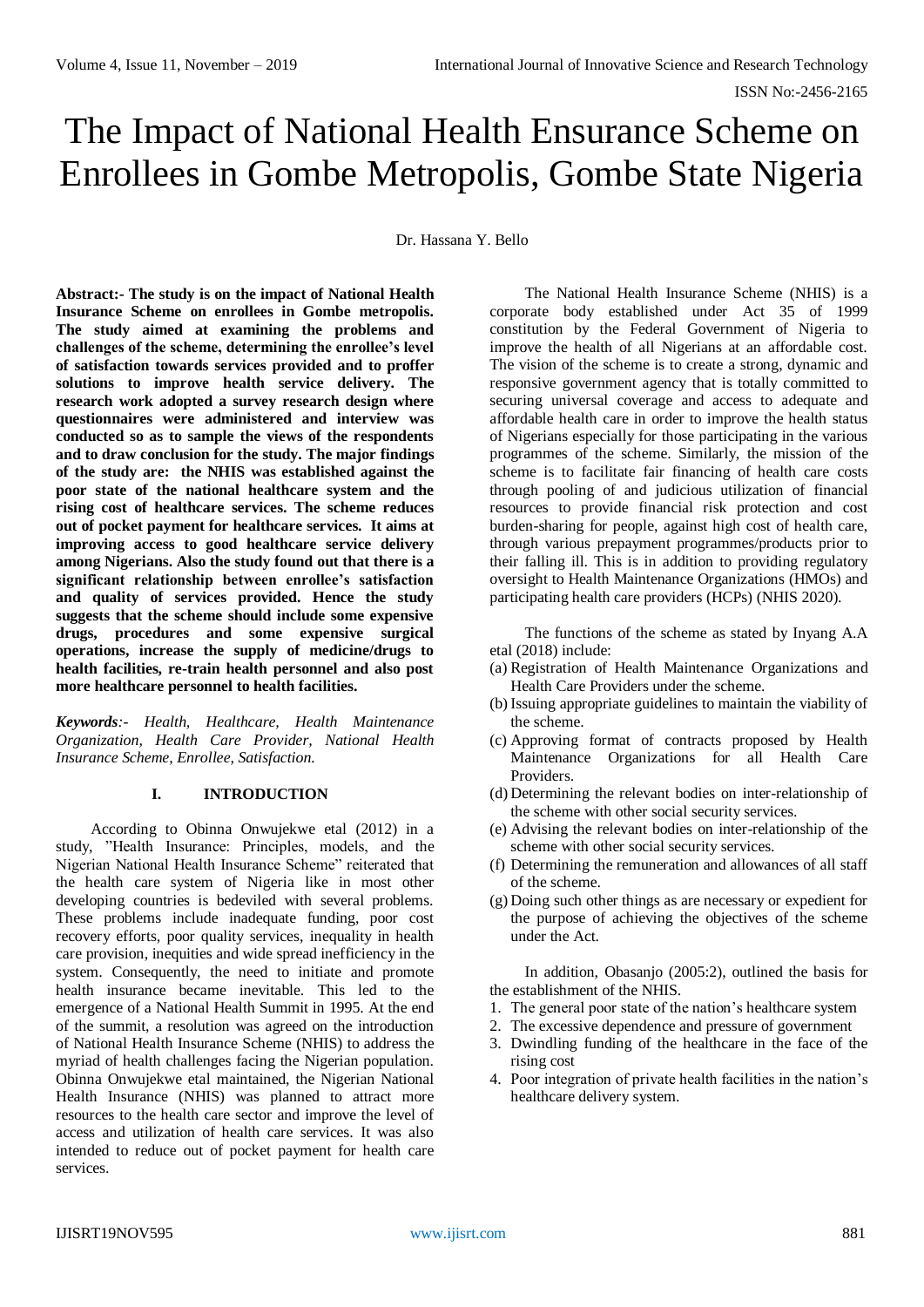# The Impact of National Health Ensurance Scheme on Enrollees in Gombe Metropolis, Gombe State Nigeria

Dr. Hassana Y. Bello

**Abstract:- The study is on the impact of National Health Insurance Scheme on enrollees in Gombe metropolis. The study aimed at examining the problems and challenges of the scheme, determining the enrollee's level of satisfaction towards services provided and to proffer solutions to improve health service delivery. The research work adopted a survey research design where questionnaires were administered and interview was conducted so as to sample the views of the respondents and to draw conclusion for the study. The major findings of the study are: the NHIS was established against the poor state of the national healthcare system and the rising cost of healthcare services. The scheme reduces out of pocket payment for healthcare services. It aims at improving access to good healthcare service delivery among Nigerians. Also the study found out that there is a significant relationship between enrollee's satisfaction and quality of services provided. Hence the study suggests that the scheme should include some expensive drugs, procedures and some expensive surgical operations, increase the supply of medicine/drugs to health facilities, re-train health personnel and also post more healthcare personnel to health facilities.**

***Keywords**:- Health, Healthcare, Health Maintenance Organization, Health Care Provider, National Health Insurance Scheme, Enrollee, Satisfaction.*

## I. INTRODUCTION

According to Obinna Onwujekwe etal (2012) in a study, "Health Insurance: Principles, models, and the Nigerian National Health Insurance Scheme" reiterated that the health care system of Nigeria like in most other developing countries is bedeviled with several problems. These problems include inadequate funding, poor cost recovery efforts, poor quality services, inequality in health care provision, inequities and wide spread inefficiency in the system. Consequently, the need to initiate and promote health insurance became inevitable. This led to the emergence of a National Health Summit in 1995. At the end of the summit, a resolution was agreed on the introduction of National Health Insurance Scheme (NHIS) to address the myriad of health challenges facing the Nigerian population. Obinna Onwujekwe etal maintained, the Nigerian National Health Insurance (NHIS) was planned to attract more resources to the health care sector and improve the level of access and utilization of health care services. It was also intended to reduce out of pocket payment for health care services.

The National Health Insurance Scheme (NHIS) is a corporate body established under Act 35 of 1999 constitution by the Federal Government of Nigeria to improve the health of all Nigerians at an affordable cost. The vision of the scheme is to create a strong, dynamic and responsive government agency that is totally committed to securing universal coverage and access to adequate and affordable health care in order to improve the health status of Nigerians especially for those participating in the various programmes of the scheme. Similarly, the mission of the scheme is to facilitate fair financing of health care costs through pooling of and judicious utilization of financial resources to provide financial risk protection and cost burden-sharing for people, against high cost of health care, through various prepayment programmes/products prior to their falling ill. This is in addition to providing regulatory oversight to Health Maintenance Organizations (HMOs) and participating health care providers (HCPs) (NHIS 2020).

The functions of the scheme as stated by Inyang A.A etal (2018) include:

(a) Registration of Health Maintenance Organizations and Health Care Providers under the scheme.
(b) Issuing appropriate guidelines to maintain the viability of the scheme.
(c) Approving format of contracts proposed by Health Maintenance Organizations for all Health Care Providers.
(d) Determining the relevant bodies on inter-relationship of the scheme with other social security services.
(e) Advising the relevant bodies on inter-relationship of the scheme with other social security services.
(f) Determining the remuneration and allowances of all staff of the scheme.
(g) Doing such other things as are necessary or expedient for the purpose of achieving the objectives of the scheme under the Act.

In addition, Obasanjo (2005:2), outlined the basis for the establishment of the NHIS.

1. The general poor state of the nation's healthcare system
2. The excessive dependence and pressure of government
3. Dwindling funding of the healthcare in the face of the rising cost
4. Poor integration of private health facilities in the nation's healthcare delivery system.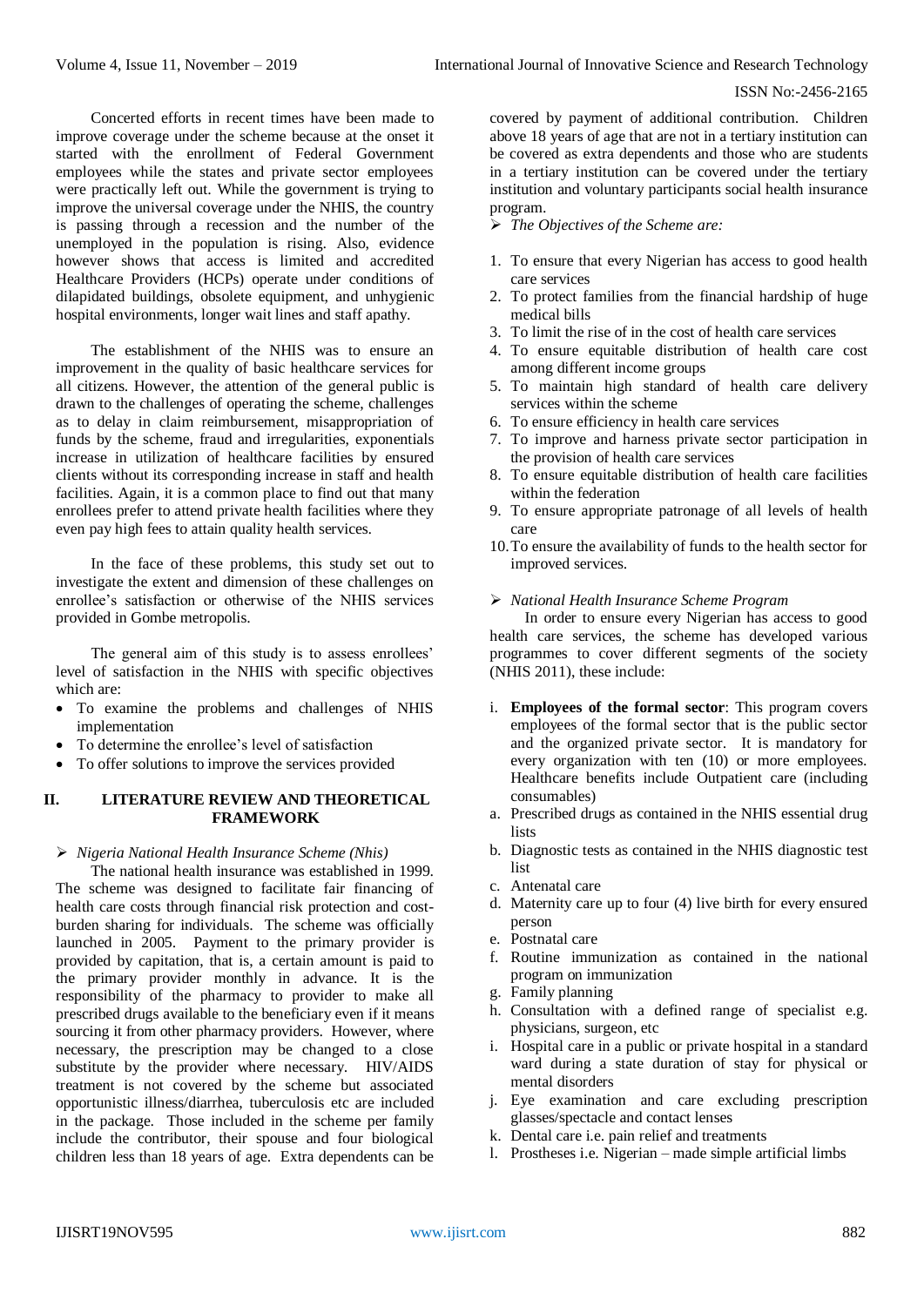Concerted efforts in recent times have been made to improve coverage under the scheme because at the onset it started with the enrollment of Federal Government employees while the states and private sector employees were practically left out. While the government is trying to improve the universal coverage under the NHIS, the country is passing through a recession and the number of the unemployed in the population is rising. Also, evidence however shows that access is limited and accredited Healthcare Providers (HCPs) operate under conditions of dilapidated buildings, obsolete equipment, and unhygienic hospital environments, longer wait lines and staff apathy.

The establishment of the NHIS was to ensure an improvement in the quality of basic healthcare services for all citizens. However, the attention of the general public is drawn to the challenges of operating the scheme, challenges as to delay in claim reimbursement, misappropriation of funds by the scheme, fraud and irregularities, exponentials increase in utilization of healthcare facilities by ensured clients without its corresponding increase in staff and health facilities. Again, it is a common place to find out that many enrollees prefer to attend private health facilities where they even pay high fees to attain quality health services.

In the face of these problems, this study set out to investigate the extent and dimension of these challenges on enrollee's satisfaction or otherwise of the NHIS services provided in Gombe metropolis.

The general aim of this study is to assess enrollees' level of satisfaction in the NHIS with specific objectives which are:

- To examine the problems and challenges of NHIS implementation
- To determine the enrollee's level of satisfaction
- To offer solutions to improve the services provided

## II. LITERATURE REVIEW AND THEORETICAL FRAMEWORK

- *Nigeria National Health Insurance Scheme (Nhis)*

The national health insurance was established in 1999. The scheme was designed to facilitate fair financing of health care costs through financial risk protection and cost-burden sharing for individuals. The scheme was officially launched in 2005. Payment to the primary provider is provided by capitation, that is, a certain amount is paid to the primary provider monthly in advance. It is the responsibility of the pharmacy to provider to make all prescribed drugs available to the beneficiary even if it means sourcing it from other pharmacy providers. However, where necessary, the prescription may be changed to a close substitute by the provider where necessary. HIV/AIDS treatment is not covered by the scheme but associated opportunistic illness/diarrhea, tuberculosis etc are included in the package. Those included in the scheme per family include the contributor, their spouse and four biological children less than 18 years of age. Extra dependents can be covered by payment of additional contribution. Children above 18 years of age that are not in a tertiary institution can be covered as extra dependents and those who are students in a tertiary institution can be covered under the tertiary institution and voluntary participants social health insurance program.

- *The Objectives of the Scheme are:*

1. To ensure that every Nigerian has access to good health care services
2. To protect families from the financial hardship of huge medical bills
3. To limit the rise of in the cost of health care services
4. To ensure equitable distribution of health care cost among different income groups
5. To maintain high standard of health care delivery services within the scheme
6. To ensure efficiency in health care services
7. To improve and harness private sector participation in the provision of health care services
8. To ensure equitable distribution of health care facilities within the federation
9. To ensure appropriate patronage of all levels of health care
10. To ensure the availability of funds to the health sector for improved services.

- *National Health Insurance Scheme Program*

In order to ensure every Nigerian has access to good health care services, the scheme has developed various programmes to cover different segments of the society (NHIS 2011), these include:

i. **Employees of the formal sector**: This program covers employees of the formal sector that is the public sector and the organized private sector. It is mandatory for every organization with ten (10) or more employees. Healthcare benefits include Outpatient care (including consumables)

a. Prescribed drugs as contained in the NHIS essential drug lists
b. Diagnostic tests as contained in the NHIS diagnostic test list
c. Antenatal care
d. Maternity care up to four (4) live birth for every ensured person
e. Postnatal care
f. Routine immunization as contained in the national program on immunization
g. Family planning
h. Consultation with a defined range of specialist e.g. physicians, surgeon, etc
i. Hospital care in a public or private hospital in a standard ward during a state duration of stay for physical or mental disorders
j. Eye examination and care excluding prescription glasses/spectacle and contact lenses
k. Dental care i.e. pain relief and treatments
l. Prostheses i.e. Nigerian – made simple artificial limbs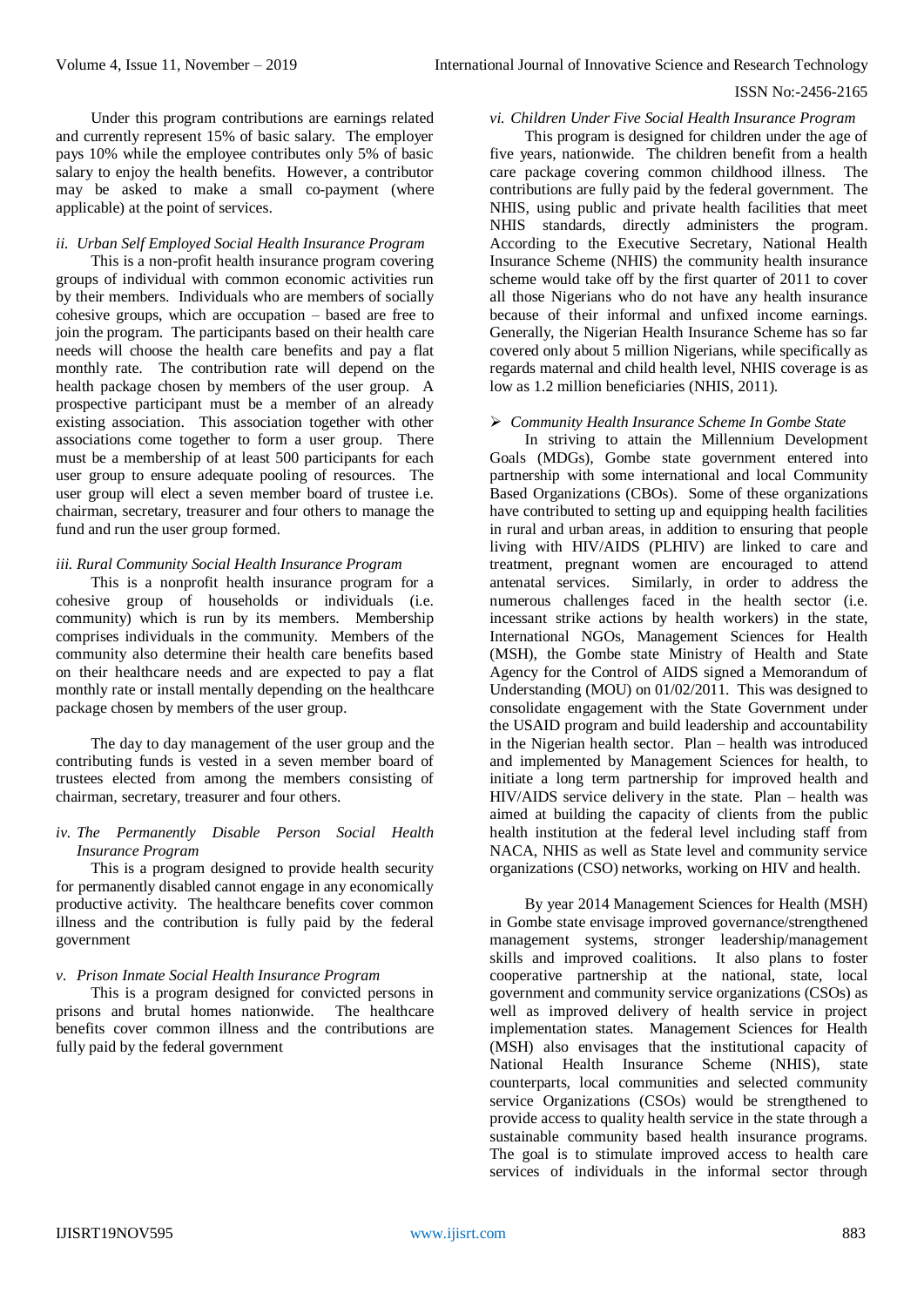Under this program contributions are earnings related and currently represent 15% of basic salary. The employer pays 10% while the employee contributes only 5% of basic salary to enjoy the health benefits. However, a contributor may be asked to make a small co-payment (where applicable) at the point of services.

*ii. Urban Self Employed Social Health Insurance Program*

This is a non-profit health insurance program covering groups of individual with common economic activities run by their members. Individuals who are members of socially cohesive groups, which are occupation – based are free to join the program. The participants based on their health care needs will choose the health care benefits and pay a flat monthly rate. The contribution rate will depend on the health package chosen by members of the user group. A prospective participant must be a member of an already existing association. This association together with other associations come together to form a user group. There must be a membership of at least 500 participants for each user group to ensure adequate pooling of resources. The user group will elect a seven member board of trustee i.e. chairman, secretary, treasurer and four others to manage the fund and run the user group formed.

*iii. Rural Community Social Health Insurance Program*

This is a nonprofit health insurance program for a cohesive group of households or individuals (i.e. community) which is run by its members. Membership comprises individuals in the community. Members of the community also determine their health care benefits based on their healthcare needs and are expected to pay a flat monthly rate or install mentally depending on the healthcare package chosen by members of the user group.

The day to day management of the user group and the contributing funds is vested in a seven member board of trustees elected from among the members consisting of chairman, secretary, treasurer and four others.

*iv. The Permanently Disable Person Social Health Insurance Program*

This is a program designed to provide health security for permanently disabled cannot engage in any economically productive activity. The healthcare benefits cover common illness and the contribution is fully paid by the federal government

*v. Prison Inmate Social Health Insurance Program*

This is a program designed for convicted persons in prisons and brutal homes nationwide. The healthcare benefits cover common illness and the contributions are fully paid by the federal government

*vi. Children Under Five Social Health Insurance Program*

This program is designed for children under the age of five years, nationwide. The children benefit from a health care package covering common childhood illness. The contributions are fully paid by the federal government. The NHIS, using public and private health facilities that meet NHIS standards, directly administers the program. According to the Executive Secretary, National Health Insurance Scheme (NHIS) the community health insurance scheme would take off by the first quarter of 2011 to cover all those Nigerians who do not have any health insurance because of their informal and unfixed income earnings. Generally, the Nigerian Health Insurance Scheme has so far covered only about 5 million Nigerians, while specifically as regards maternal and child health level, NHIS coverage is as low as 1.2 million beneficiaries (NHIS, 2011).

- *Community Health Insurance Scheme In Gombe State*

In striving to attain the Millennium Development Goals (MDGs), Gombe state government entered into partnership with some international and local Community Based Organizations (CBOs). Some of these organizations have contributed to setting up and equipping health facilities in rural and urban areas, in addition to ensuring that people living with HIV/AIDS (PLHIV) are linked to care and treatment, pregnant women are encouraged to attend antenatal services. Similarly, in order to address the numerous challenges faced in the health sector (i.e. incessant strike actions by health workers) in the state, International NGOs, Management Sciences for Health (MSH), the Gombe state Ministry of Health and State Agency for the Control of AIDS signed a Memorandum of Understanding (MOU) on 01/02/2011. This was designed to consolidate engagement with the State Government under the USAID program and build leadership and accountability in the Nigerian health sector. Plan – health was introduced and implemented by Management Sciences for health, to initiate a long term partnership for improved health and HIV/AIDS service delivery in the state. Plan – health was aimed at building the capacity of clients from the public health institution at the federal level including staff from NACA, NHIS as well as State level and community service organizations (CSO) networks, working on HIV and health.

By year 2014 Management Sciences for Health (MSH) in Gombe state envisage improved governance/strengthened management systems, stronger leadership/management skills and improved coalitions. It also plans to foster cooperative partnership at the national, state, local government and community service organizations (CSOs) as well as improved delivery of health service in project implementation states. Management Sciences for Health (MSH) also envisages that the institutional capacity of National Health Insurance Scheme (NHIS), state counterparts, local communities and selected community service Organizations (CSOs) would be strengthened to provide access to quality health service in the state through a sustainable community based health insurance programs. The goal is to stimulate improved access to health care services of individuals in the informal sector through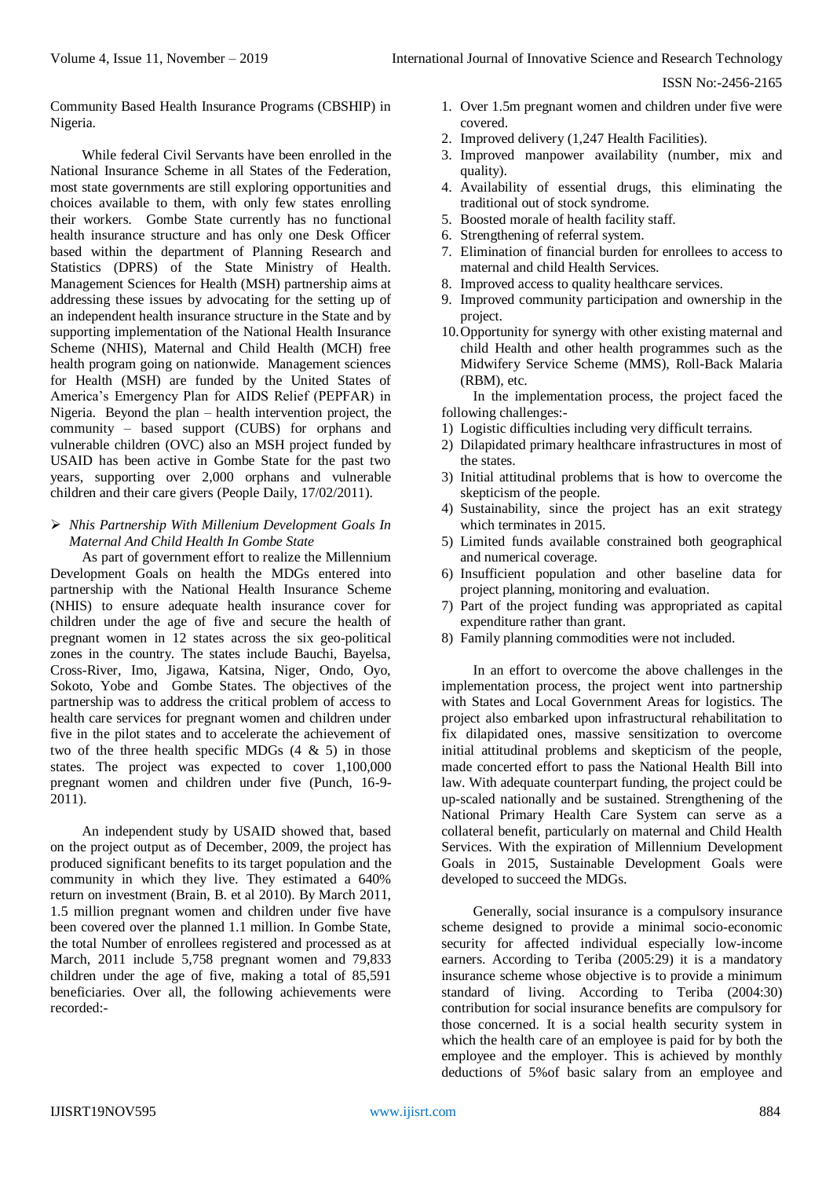Community Based Health Insurance Programs (CBSHIP) in Nigeria.

While federal Civil Servants have been enrolled in the National Insurance Scheme in all States of the Federation, most state governments are still exploring opportunities and choices available to them, with only few states enrolling their workers. Gombe State currently has no functional health insurance structure and has only one Desk Officer based within the department of Planning Research and Statistics (DPRS) of the State Ministry of Health. Management Sciences for Health (MSH) partnership aims at addressing these issues by advocating for the setting up of an independent health insurance structure in the State and by supporting implementation of the National Health Insurance Scheme (NHIS), Maternal and Child Health (MCH) free health program going on nationwide. Management sciences for Health (MSH) are funded by the United States of America's Emergency Plan for AIDS Relief (PEPFAR) in Nigeria. Beyond the plan – health intervention project, the community – based support (CUBS) for orphans and vulnerable children (OVC) also an MSH project funded by USAID has been active in Gombe State for the past two years, supporting over 2,000 orphans and vulnerable children and their care givers (People Daily, 17/02/2011).

- *Nhis Partnership With Millenium Development Goals In Maternal And Child Health In Gombe State*

As part of government effort to realize the Millennium Development Goals on health the MDGs entered into partnership with the National Health Insurance Scheme (NHIS) to ensure adequate health insurance cover for children under the age of five and secure the health of pregnant women in 12 states across the six geo-political zones in the country. The states include Bauchi, Bayelsa, Cross-River, Imo, Jigawa, Katsina, Niger, Ondo, Oyo, Sokoto, Yobe and Gombe States. The objectives of the partnership was to address the critical problem of access to health care services for pregnant women and children under five in the pilot states and to accelerate the achievement of two of the three health specific MDGs (4 & 5) in those states. The project was expected to cover 1,100,000 pregnant women and children under five (Punch, 16-9-2011).

An independent study by USAID showed that, based on the project output as of December, 2009, the project has produced significant benefits to its target population and the community in which they live. They estimated a 640% return on investment (Brain, B. et al 2010). By March 2011, 1.5 million pregnant women and children under five have been covered over the planned 1.1 million. In Gombe State, the total Number of enrollees registered and processed as at March, 2011 include 5,758 pregnant women and 79,833 children under the age of five, making a total of 85,591 beneficiaries. Over all, the following achievements were recorded:-

1. Over 1.5m pregnant women and children under five were covered.
2. Improved delivery (1,247 Health Facilities).
3. Improved manpower availability (number, mix and quality).
4. Availability of essential drugs, this eliminating the traditional out of stock syndrome.
5. Boosted morale of health facility staff.
6. Strengthening of referral system.
7. Elimination of financial burden for enrollees to access to maternal and child Health Services.
8. Improved access to quality healthcare services.
9. Improved community participation and ownership in the project.
10. Opportunity for synergy with other existing maternal and child Health and other health programmes such as the Midwifery Service Scheme (MMS), Roll-Back Malaria (RBM), etc.

In the implementation process, the project faced the following challenges:-

1) Logistic difficulties including very difficult terrains.
2) Dilapidated primary healthcare infrastructures in most of the states.
3) Initial attitudinal problems that is how to overcome the skepticism of the people.
4) Sustainability, since the project has an exit strategy which terminates in 2015.
5) Limited funds available constrained both geographical and numerical coverage.
6) Insufficient population and other baseline data for project planning, monitoring and evaluation.
7) Part of the project funding was appropriated as capital expenditure rather than grant.
8) Family planning commodities were not included.

In an effort to overcome the above challenges in the implementation process, the project went into partnership with States and Local Government Areas for logistics. The project also embarked upon infrastructural rehabilitation to fix dilapidated ones, massive sensitization to overcome initial attitudinal problems and skepticism of the people, made concerted effort to pass the National Health Bill into law. With adequate counterpart funding, the project could be up-scaled nationally and be sustained. Strengthening of the National Primary Health Care System can serve as a collateral benefit, particularly on maternal and Child Health Services. With the expiration of Millennium Development Goals in 2015, Sustainable Development Goals were developed to succeed the MDGs.

Generally, social insurance is a compulsory insurance scheme designed to provide a minimal socio-economic security for affected individual especially low-income earners. According to Teriba (2005:29) it is a mandatory insurance scheme whose objective is to provide a minimum standard of living. According to Teriba (2004:30) contribution for social insurance benefits are compulsory for those concerned. It is a social health security system in which the health care of an employee is paid for by both the employee and the employer. This is achieved by monthly deductions of 5%of basic salary from an employee and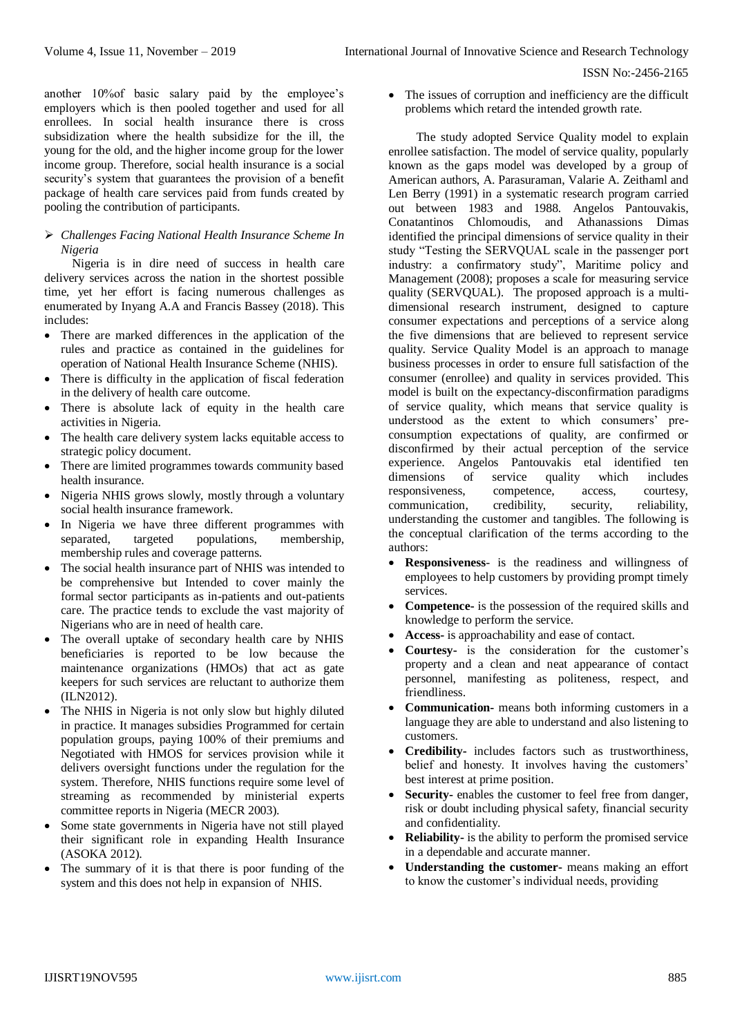another 10%of basic salary paid by the employee's employers which is then pooled together and used for all enrollees. In social health insurance there is cross subsidization where the health subsidize for the ill, the young for the old, and the higher income group for the lower income group. Therefore, social health insurance is a social security's system that guarantees the provision of a benefit package of health care services paid from funds created by pooling the contribution of participants.

➢ *Challenges Facing National Health Insurance Scheme In Nigeria*

Nigeria is in dire need of success in health care delivery services across the nation in the shortest possible time, yet her effort is facing numerous challenges as enumerated by Inyang A.A and Francis Bassey (2018). This includes:

- There are marked differences in the application of the rules and practice as contained in the guidelines for operation of National Health Insurance Scheme (NHIS).
- There is difficulty in the application of fiscal federation in the delivery of health care outcome.
- There is absolute lack of equity in the health care activities in Nigeria.
- The health care delivery system lacks equitable access to strategic policy document.
- There are limited programmes towards community based health insurance.
- Nigeria NHIS grows slowly, mostly through a voluntary social health insurance framework.
- In Nigeria we have three different programmes with separated, targeted populations, membership, membership rules and coverage patterns.
- The social health insurance part of NHIS was intended to be comprehensive but Intended to cover mainly the formal sector participants as in-patients and out-patients care. The practice tends to exclude the vast majority of Nigerians who are in need of health care.
- The overall uptake of secondary health care by NHIS beneficiaries is reported to be low because the maintenance organizations (HMOs) that act as gate keepers for such services are reluctant to authorize them (ILN2012).
- The NHIS in Nigeria is not only slow but highly diluted in practice. It manages subsidies Programmed for certain population groups, paying 100% of their premiums and Negotiated with HMOS for services provision while it delivers oversight functions under the regulation for the system. Therefore, NHIS functions require some level of streaming as recommended by ministerial experts committee reports in Nigeria (MECR 2003).
- Some state governments in Nigeria have not still played their significant role in expanding Health Insurance (ASOKA 2012).
- The summary of it is that there is poor funding of the system and this does not help in expansion of NHIS.
- The issues of corruption and inefficiency are the difficult problems which retard the intended growth rate.

The study adopted Service Quality model to explain enrollee satisfaction. The model of service quality, popularly known as the gaps model was developed by a group of American authors, A. Parasuraman, Valarie A. Zeithaml and Len Berry (1991) in a systematic research program carried out between 1983 and 1988. Angelos Pantouvakis, Conatantinos Chlomoudis, and Athanassions Dimas identified the principal dimensions of service quality in their study "Testing the SERVQUAL scale in the passenger port industry: a confirmatory study", Maritime policy and Management (2008); proposes a scale for measuring service quality (SERVQUAL). The proposed approach is a multi-dimensional research instrument, designed to capture consumer expectations and perceptions of a service along the five dimensions that are believed to represent service quality. Service Quality Model is an approach to manage business processes in order to ensure full satisfaction of the consumer (enrollee) and quality in services provided. This model is built on the expectancy-disconfirmation paradigms of service quality, which means that service quality is understood as the extent to which consumers' pre-consumption expectations of quality, are confirmed or disconfirmed by their actual perception of the service experience. Angelos Pantouvakis etal identified ten dimensions of service quality which includes responsiveness, competence, access, courtesy, communication, credibility, security, reliability, understanding the customer and tangibles. The following is the conceptual clarification of the terms according to the authors:

- **Responsiveness**- is the readiness and willingness of employees to help customers by providing prompt timely services.
- **Competence-** is the possession of the required skills and knowledge to perform the service.
- **Access-** is approachability and ease of contact.
- **Courtesy**- is the consideration for the customer's property and a clean and neat appearance of contact personnel, manifesting as politeness, respect, and friendliness.
- **Communication**- means both informing customers in a language they are able to understand and also listening to customers.
- **Credibility**- includes factors such as trustworthiness, belief and honesty. It involves having the customers' best interest at prime position.
- **Security-** enables the customer to feel free from danger, risk or doubt including physical safety, financial security and confidentiality.
- **Reliability**- is the ability to perform the promised service in a dependable and accurate manner.
- **Understanding the customer-** means making an effort to know the customer's individual needs, providing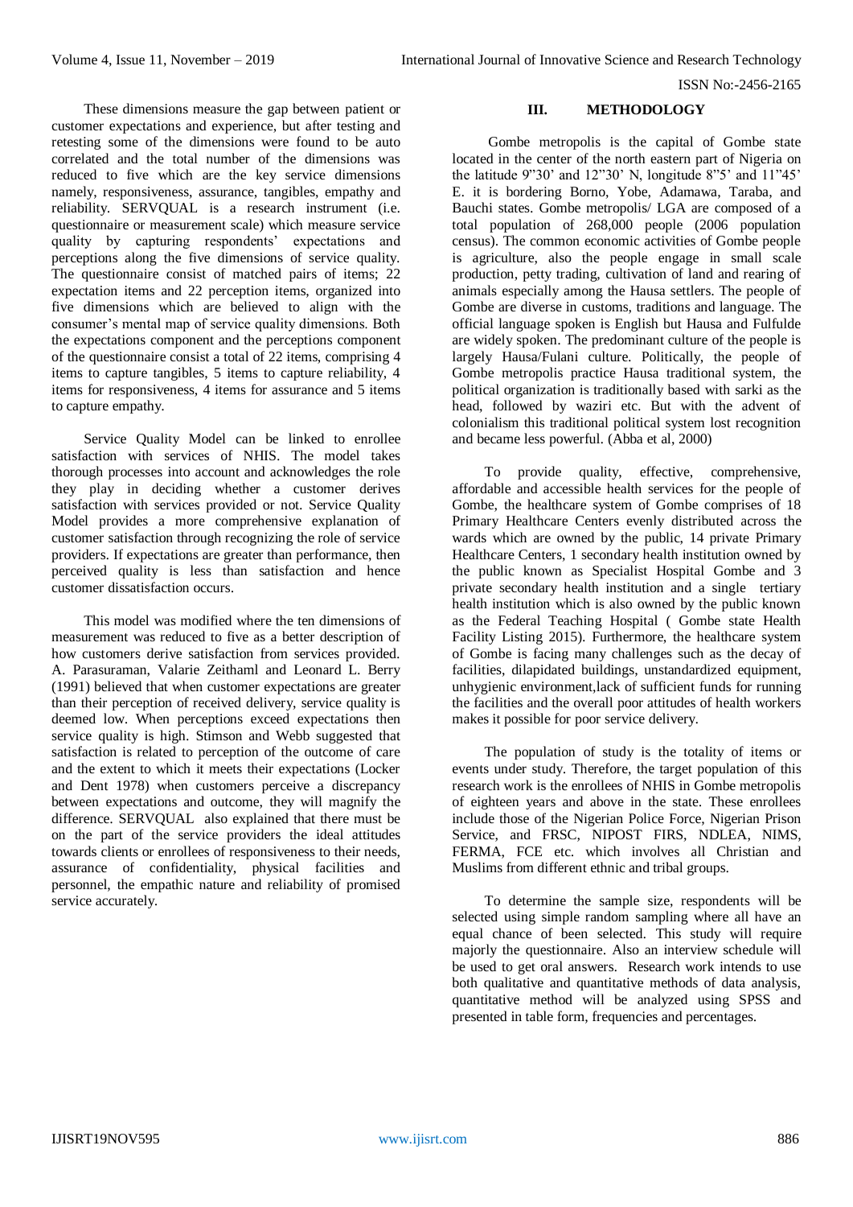These dimensions measure the gap between patient or customer expectations and experience, but after testing and retesting some of the dimensions were found to be auto correlated and the total number of the dimensions was reduced to five which are the key service dimensions namely, responsiveness, assurance, tangibles, empathy and reliability. SERVQUAL is a research instrument (i.e. questionnaire or measurement scale) which measure service quality by capturing respondents' expectations and perceptions along the five dimensions of service quality. The questionnaire consist of matched pairs of items; 22 expectation items and 22 perception items, organized into five dimensions which are believed to align with the consumer's mental map of service quality dimensions. Both the expectations component and the perceptions component of the questionnaire consist a total of 22 items, comprising 4 items to capture tangibles, 5 items to capture reliability, 4 items for responsiveness, 4 items for assurance and 5 items to capture empathy.

Service Quality Model can be linked to enrollee satisfaction with services of NHIS. The model takes thorough processes into account and acknowledges the role they play in deciding whether a customer derives satisfaction with services provided or not. Service Quality Model provides a more comprehensive explanation of customer satisfaction through recognizing the role of service providers. If expectations are greater than performance, then perceived quality is less than satisfaction and hence customer dissatisfaction occurs.

This model was modified where the ten dimensions of measurement was reduced to five as a better description of how customers derive satisfaction from services provided. A. Parasuraman, Valarie Zeithaml and Leonard L. Berry (1991) believed that when customer expectations are greater than their perception of received delivery, service quality is deemed low. When perceptions exceed expectations then service quality is high. Stimson and Webb suggested that satisfaction is related to perception of the outcome of care and the extent to which it meets their expectations (Locker and Dent 1978) when customers perceive a discrepancy between expectations and outcome, they will magnify the difference. SERVQUAL also explained that there must be on the part of the service providers the ideal attitudes towards clients or enrollees of responsiveness to their needs, assurance of confidentiality, physical facilities and personnel, the empathic nature and reliability of promised service accurately.

## III. METHODOLOGY

Gombe metropolis is the capital of Gombe state located in the center of the north eastern part of Nigeria on the latitude 9"30' and 12"30' N, longitude 8"5' and 11"45' E. it is bordering Borno, Yobe, Adamawa, Taraba, and Bauchi states. Gombe metropolis/ LGA are composed of a total population of 268,000 people (2006 population census). The common economic activities of Gombe people is agriculture, also the people engage in small scale production, petty trading, cultivation of land and rearing of animals especially among the Hausa settlers. The people of Gombe are diverse in customs, traditions and language. The official language spoken is English but Hausa and Fulfulde are widely spoken. The predominant culture of the people is largely Hausa/Fulani culture. Politically, the people of Gombe metropolis practice Hausa traditional system, the political organization is traditionally based with sarki as the head, followed by waziri etc. But with the advent of colonialism this traditional political system lost recognition and became less powerful. (Abba et al, 2000)

To provide quality, effective, comprehensive, affordable and accessible health services for the people of Gombe, the healthcare system of Gombe comprises of 18 Primary Healthcare Centers evenly distributed across the wards which are owned by the public, 14 private Primary Healthcare Centers, 1 secondary health institution owned by the public known as Specialist Hospital Gombe and 3 private secondary health institution and a single tertiary health institution which is also owned by the public known as the Federal Teaching Hospital ( Gombe state Health Facility Listing 2015). Furthermore, the healthcare system of Gombe is facing many challenges such as the decay of facilities, dilapidated buildings, unstandardized equipment, unhygienic environment,lack of sufficient funds for running the facilities and the overall poor attitudes of health workers makes it possible for poor service delivery.

The population of study is the totality of items or events under study. Therefore, the target population of this research work is the enrollees of NHIS in Gombe metropolis of eighteen years and above in the state. These enrollees include those of the Nigerian Police Force, Nigerian Prison Service, and FRSC, NIPOST FIRS, NDLEA, NIMS, FERMA, FCE etc. which involves all Christian and Muslims from different ethnic and tribal groups.

To determine the sample size, respondents will be selected using simple random sampling where all have an equal chance of been selected. This study will require majorly the questionnaire. Also an interview schedule will be used to get oral answers. Research work intends to use both qualitative and quantitative methods of data analysis, quantitative method will be analyzed using SPSS and presented in table form, frequencies and percentages.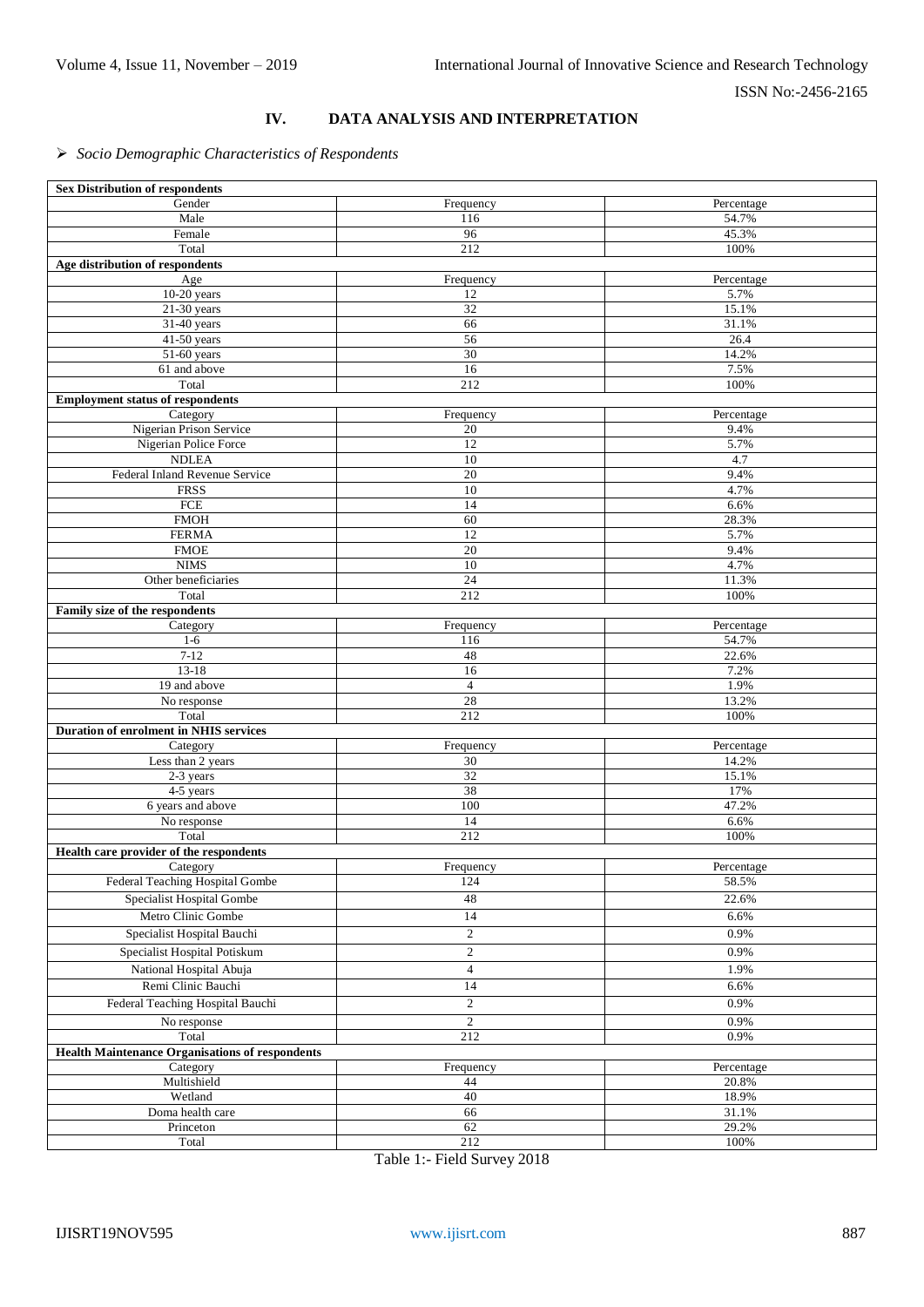## IV. DATA ANALYSIS AND INTERPRETATION

➢ *Socio Demographic Characteristics of Respondents*

| **Sex Distribution of respondents** | | |
|---|---|---|
| Gender | Frequency | Percentage |
| Male | 116 | 54.7% |
| Female | 96 | 45.3% |
| Total | 212 | 100% |
| **Age distribution of respondents** | | |
| Age | Frequency | Percentage |
| 10-20 years | 12 | 5.7% |
| 21-30 years | 32 | 15.1% |
| 31-40 years | 66 | 31.1% |
| 41-50 years | 56 | 26.4 |
| 51-60 years | 30 | 14.2% |
| 61 and above | 16 | 7.5% |
| Total | 212 | 100% |
| **Employment status of respondents** | | |
| Category | Frequency | Percentage |
| Nigerian Prison Service | 20 | 9.4% |
| Nigerian Police Force | 12 | 5.7% |
| NDLEA | 10 | 4.7 |
| Federal Inland Revenue Service | 20 | 9.4% |
| FRSS | 10 | 4.7% |
| FCE | 14 | 6.6% |
| FMOH | 60 | 28.3% |
| FERMA | 12 | 5.7% |
| FMOE | 20 | 9.4% |
| NIMS | 10 | 4.7% |
| Other beneficiaries | 24 | 11.3% |
| Total | 212 | 100% |
| **Family size of the respondents** | | |
| Category | Frequency | Percentage |
| 1-6 | 116 | 54.7% |
| 7-12 | 48 | 22.6% |
| 13-18 | 16 | 7.2% |
| 19 and above | 4 | 1.9% |
| No response | 28 | 13.2% |
| Total | 212 | 100% |
| **Duration of enrolment in NHIS services** | | |
| Category | Frequency | Percentage |
| Less than 2 years | 30 | 14.2% |
| 2-3 years | 32 | 15.1% |
| 4-5 years | 38 | 17% |
| 6 years and above | 100 | 47.2% |
| No response | 14 | 6.6% |
| Total | 212 | 100% |
| **Health care provider of the respondents** | | |
| Category | Frequency | Percentage |
| Federal Teaching Hospital Gombe | 124 | 58.5% |
| Specialist Hospital Gombe | 48 | 22.6% |
| Metro Clinic Gombe | 14 | 6.6% |
| Specialist Hospital Bauchi | 2 | 0.9% |
| Specialist Hospital Potiskum | 2 | 0.9% |
| National Hospital Abuja | 4 | 1.9% |
| Remi Clinic Bauchi | 14 | 6.6% |
| Federal Teaching Hospital Bauchi | 2 | 0.9% |
| No response | 2 | 0.9% |
| Total | 212 | 0.9% |
| **Health Maintenance Organisations of respondents** | | |
| Category | Frequency | Percentage |
| Multishield | 44 | 20.8% |
| Wetland | 40 | 18.9% |
| Doma health care | 66 | 31.1% |
| Princeton | 62 | 29.2% |
| Total | 212 | 100% |

Table 1:- Field Survey 2018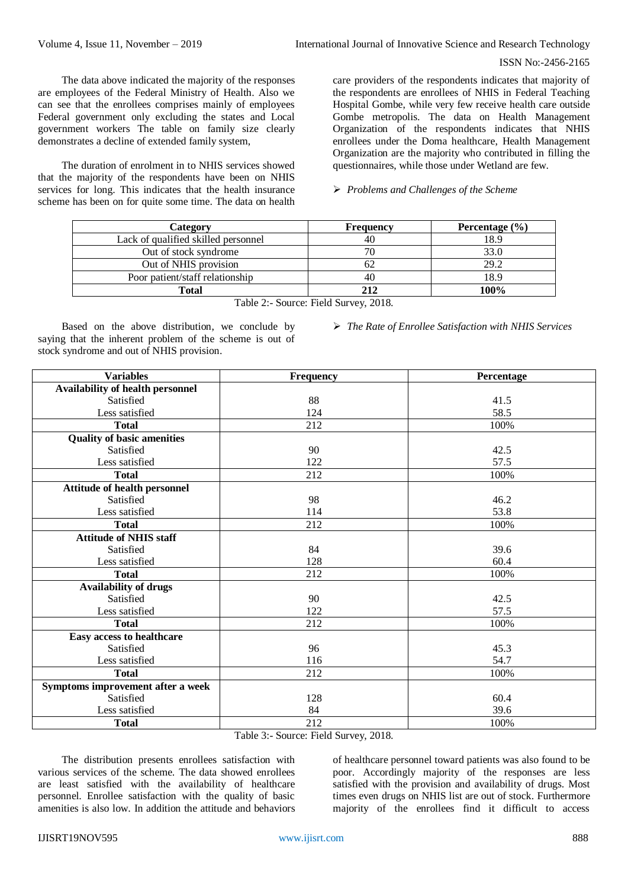The data above indicated the majority of the responses are employees of the Federal Ministry of Health. Also we can see that the enrollees comprises mainly of employees Federal government only excluding the states and Local government workers The table on family size clearly demonstrates a decline of extended family system,

The duration of enrolment in to NHIS services showed that the majority of the respondents have been on NHIS services for long. This indicates that the health insurance scheme has been on for quite some time. The data on health care providers of the respondents indicates that majority of the respondents are enrollees of NHIS in Federal Teaching Hospital Gombe, while very few receive health care outside Gombe metropolis. The data on Health Management Organization of the respondents indicates that NHIS enrollees under the Doma healthcare, Health Management Organization are the majority who contributed in filling the questionnaires, while those under Wetland are few.

- *Problems and Challenges of the Scheme*

| Category | Frequency | Percentage (%) |
|---|---|---|
| Lack of qualified skilled personnel | 40 | 18.9 |
| Out of stock syndrome | 70 | 33.0 |
| Out of NHIS provision | 62 | 29.2 |
| Poor patient/staff relationship | 40 | 18.9 |
| **Total** | **212** | **100%** |

Table 2:- Source: Field Survey, 2018.

Based on the above distribution, we conclude by saying that the inherent problem of the scheme is out of stock syndrome and out of NHIS provision.

- *The Rate of Enrollee Satisfaction with NHIS Services*

| Variables | Frequency | Percentage |
|---|---|---|
| **Availability of health personnel** | | |
| Satisfied | 88 | 41.5 |
| Less satisfied | 124 | 58.5 |
| **Total** | 212 | 100% |
| **Quality of basic amenities** | | |
| Satisfied | 90 | 42.5 |
| Less satisfied | 122 | 57.5 |
| **Total** | 212 | 100% |
| **Attitude of health personnel** | | |
| Satisfied | 98 | 46.2 |
| Less satisfied | 114 | 53.8 |
| **Total** | 212 | 100% |
| **Attitude of NHIS staff** | | |
| Satisfied | 84 | 39.6 |
| Less satisfied | 128 | 60.4 |
| **Total** | 212 | 100% |
| **Availability of drugs** | | |
| Satisfied | 90 | 42.5 |
| Less satisfied | 122 | 57.5 |
| **Total** | 212 | 100% |
| **Easy access to healthcare** | | |
| Satisfied | 96 | 45.3 |
| Less satisfied | 116 | 54.7 |
| **Total** | 212 | 100% |
| **Symptoms improvement after a week** | | |
| Satisfied | 128 | 60.4 |
| Less satisfied | 84 | 39.6 |
| **Total** | 212 | 100% |

Table 3:- Source: Field Survey, 2018.

The distribution presents enrollees satisfaction with various services of the scheme. The data showed enrollees are least satisfied with the availability of healthcare personnel. Enrollee satisfaction with the quality of basic amenities is also low. In addition the attitude and behaviors of healthcare personnel toward patients was also found to be poor. Accordingly majority of the responses are less satisfied with the provision and availability of drugs. Most times even drugs on NHIS list are out of stock. Furthermore majority of the enrollees find it difficult to access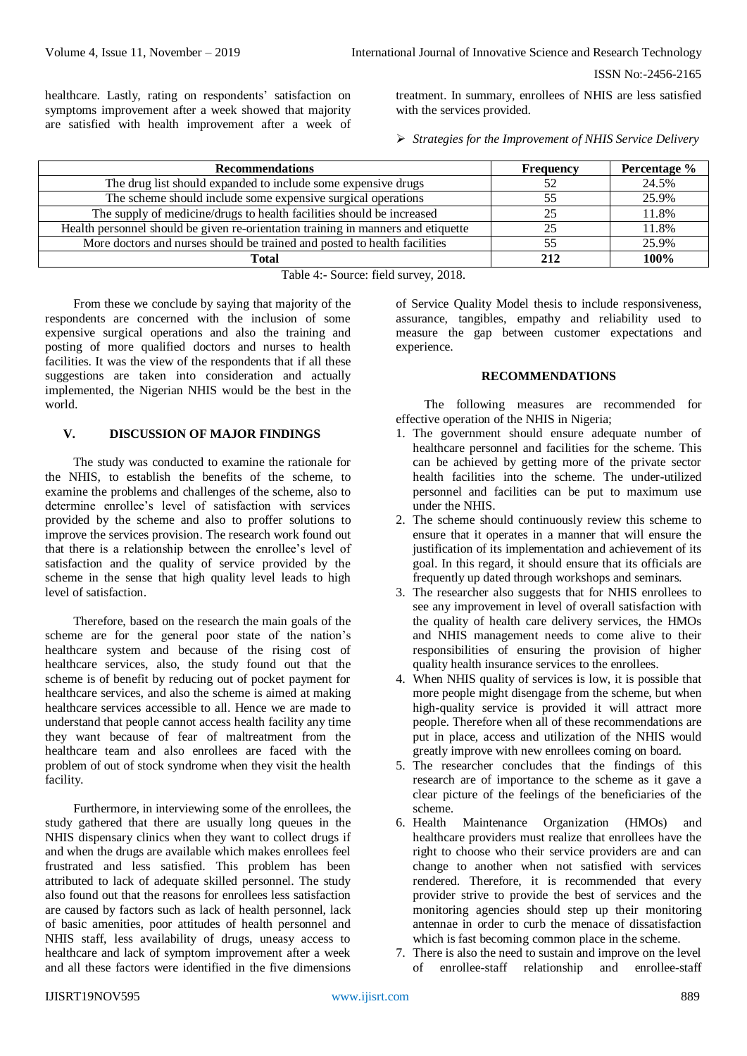healthcare. Lastly, rating on respondents' satisfaction on symptoms improvement after a week showed that majority are satisfied with health improvement after a week of treatment. In summary, enrollees of NHIS are less satisfied with the services provided.

➢ *Strategies for the Improvement of NHIS Service Delivery*

| Recommendations | Frequency | Percentage % |
|---|---|---|
| The drug list should expanded to include some expensive drugs | 52 | 24.5% |
| The scheme should include some expensive surgical operations | 55 | 25.9% |
| The supply of medicine/drugs to health facilities should be increased | 25 | 11.8% |
| Health personnel should be given re-orientation training in manners and etiquette | 25 | 11.8% |
| More doctors and nurses should be trained and posted to health facilities | 55 | 25.9% |
| **Total** | **212** | **100%** |

Table 4:- Source: field survey, 2018.

From these we conclude by saying that majority of the respondents are concerned with the inclusion of some expensive surgical operations and also the training and posting of more qualified doctors and nurses to health facilities. It was the view of the respondents that if all these suggestions are taken into consideration and actually implemented, the Nigerian NHIS would be the best in the world.

## V. DISCUSSION OF MAJOR FINDINGS

The study was conducted to examine the rationale for the NHIS, to establish the benefits of the scheme, to examine the problems and challenges of the scheme, also to determine enrollee's level of satisfaction with services provided by the scheme and also to proffer solutions to improve the services provision. The research work found out that there is a relationship between the enrollee's level of satisfaction and the quality of service provided by the scheme in the sense that high quality level leads to high level of satisfaction.

Therefore, based on the research the main goals of the scheme are for the general poor state of the nation's healthcare system and because of the rising cost of healthcare services, also, the study found out that the scheme is of benefit by reducing out of pocket payment for healthcare services, and also the scheme is aimed at making healthcare services accessible to all. Hence we are made to understand that people cannot access health facility any time they want because of fear of maltreatment from the healthcare team and also enrollees are faced with the problem of out of stock syndrome when they visit the health facility.

Furthermore, in interviewing some of the enrollees, the study gathered that there are usually long queues in the NHIS dispensary clinics when they want to collect drugs if and when the drugs are available which makes enrollees feel frustrated and less satisfied. This problem has been attributed to lack of adequate skilled personnel. The study also found out that the reasons for enrollees less satisfaction are caused by factors such as lack of health personnel, lack of basic amenities, poor attitudes of health personnel and NHIS staff, less availability of drugs, uneasy access to healthcare and lack of symptom improvement after a week and all these factors were identified in the five dimensions of Service Quality Model thesis to include responsiveness, assurance, tangibles, empathy and reliability used to measure the gap between customer expectations and experience.

## RECOMMENDATIONS

The following measures are recommended for effective operation of the NHIS in Nigeria;

1. The government should ensure adequate number of healthcare personnel and facilities for the scheme. This can be achieved by getting more of the private sector health facilities into the scheme. The under-utilized personnel and facilities can be put to maximum use under the NHIS.
2. The scheme should continuously review this scheme to ensure that it operates in a manner that will ensure the justification of its implementation and achievement of its goal. In this regard, it should ensure that its officials are frequently up dated through workshops and seminars.
3. The researcher also suggests that for NHIS enrollees to see any improvement in level of overall satisfaction with the quality of health care delivery services, the HMOs and NHIS management needs to come alive to their responsibilities of ensuring the provision of higher quality health insurance services to the enrollees.
4. When NHIS quality of services is low, it is possible that more people might disengage from the scheme, but when high-quality service is provided it will attract more people. Therefore when all of these recommendations are put in place, access and utilization of the NHIS would greatly improve with new enrollees coming on board.
5. The researcher concludes that the findings of this research are of importance to the scheme as it gave a clear picture of the feelings of the beneficiaries of the scheme.
6. Health Maintenance Organization (HMOs) and healthcare providers must realize that enrollees have the right to choose who their service providers are and can change to another when not satisfied with services rendered. Therefore, it is recommended that every provider strive to provide the best of services and the monitoring agencies should step up their monitoring antennae in order to curb the menace of dissatisfaction which is fast becoming common place in the scheme.
7. There is also the need to sustain and improve on the level of enrollee-staff relationship and enrollee-staff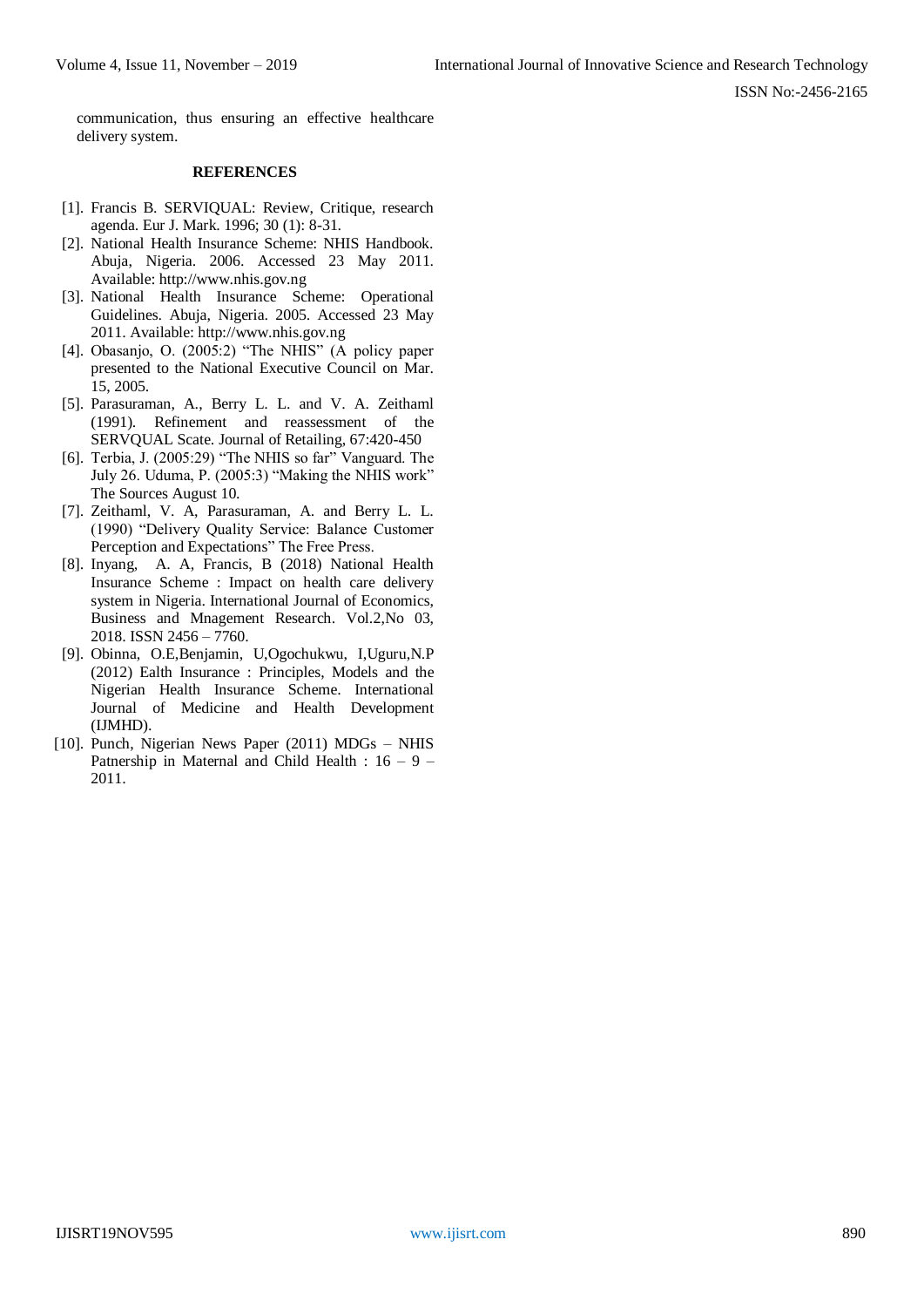communication, thus ensuring an effective healthcare delivery system.

## REFERENCES

[1]. Francis B. SERVIQUAL: Review, Critique, research agenda. Eur J. Mark. 1996; 30 (1): 8-31.

[2]. National Health Insurance Scheme: NHIS Handbook. Abuja, Nigeria. 2006. Accessed 23 May 2011. Available: http://www.nhis.gov.ng

[3]. National Health Insurance Scheme: Operational Guidelines. Abuja, Nigeria. 2005. Accessed 23 May 2011. Available: http://www.nhis.gov.ng

[4]. Obasanjo, O. (2005:2) "The NHIS" (A policy paper presented to the National Executive Council on Mar. 15, 2005.

[5]. Parasuraman, A., Berry L. L. and V. A. Zeithaml (1991). Refinement and reassessment of the SERVQUAL Scate. Journal of Retailing, 67:420-450

[6]. Terbia, J. (2005:29) "The NHIS so far" Vanguard. The July 26. Uduma, P. (2005:3) "Making the NHIS work" The Sources August 10.

[7]. Zeithaml, V. A, Parasuraman, A. and Berry L. L. (1990) "Delivery Quality Service: Balance Customer Perception and Expectations" The Free Press.

[8]. Inyang, A. A, Francis, B (2018) National Health Insurance Scheme : Impact on health care delivery system in Nigeria. International Journal of Economics, Business and Mnagement Research. Vol.2,No 03, 2018. ISSN 2456 – 7760.

[9]. Obinna, O.E,Benjamin, U,Ogochukwu, I,Uguru,N.P (2012) Ealth Insurance : Principles, Models and the Nigerian Health Insurance Scheme. International Journal of Medicine and Health Development (IJMHD).

[10]. Punch, Nigerian News Paper (2011) MDGs – NHIS Patnership in Maternal and Child Health : 16 – 9 – 2011.